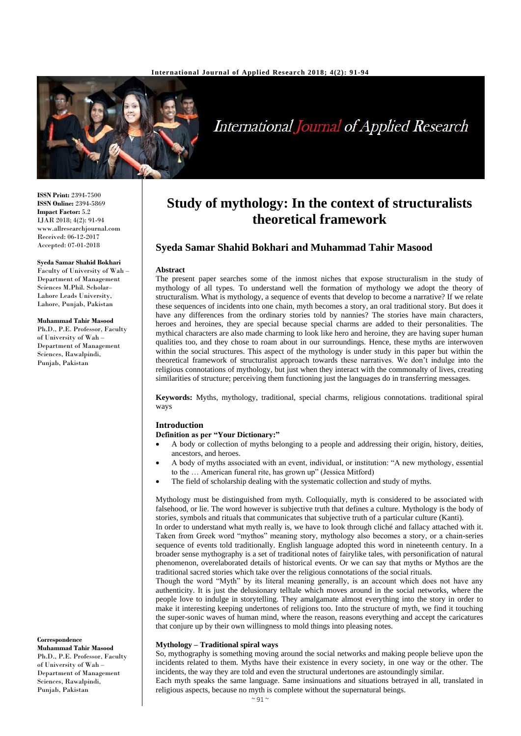**ISSN Print:** 2394-7500
**ISSN Online:** 2394-5869
**Impact Factor:** 5.2
IJAR 2018; 4(2): 91-94
www.allresearchjournal.com
Received: 06-12-2017
Accepted: 07-01-2018

**Syeda Samar Shahid Bokhari**
Faculty of University of Wah – Department of Management Sciences M.Phil. Scholar– Lahore Leads University, Lahore, Punjab, Pakistan

**Muhammad Tahir Masood**
Ph.D., P.E. Professor, Faculty of University of Wah – Department of Management Sciences, Rawalpindi, Punjab, Pakistan

**Correspondence**
**Muhammad Tahir Masood**
Ph.D., P.E. Professor, Faculty of University of Wah – Department of Management Sciences, Rawalpindi, Punjab, Pakistan

# Study of mythology: In the context of structuralists theoretical framework

## Syeda Samar Shahid Bokhari and Muhammad Tahir Masood

### Abstract

The present paper searches some of the inmost niches that expose structuralism in the study of mythology of all types. To understand well the formation of mythology we adopt the theory of structuralism. What is mythology, a sequence of events that develop to become a narrative? If we relate these sequences of incidents into one chain, myth becomes a story, an oral traditional story. But does it have any differences from the ordinary stories told by nannies? The stories have main characters, heroes and heroines, they are special because special charms are added to their personalities. The mythical characters are also made charming to look like hero and heroine, they are having super human qualities too, and they chose to roam about in our surroundings. Hence, these myths are interwoven within the social structures. This aspect of the mythology is under study in this paper but within the theoretical framework of structuralist approach towards these narratives. We don't indulge into the religious connotations of mythology, but just when they interact with the commonalty of lives, creating similarities of structure; perceiving them functioning just the languages do in transferring messages.

**Keywords:** Myths, mythology, traditional, special charms, religious connotations. traditional spiral ways

### Introduction

**Definition as per "Your Dictionary:"**

- A body or collection of myths belonging to a people and addressing their origin, history, deities, ancestors, and heroes.
- A body of myths associated with an event, individual, or institution: "A new mythology, essential to the … American funeral rite, has grown up" (Jessica Mitford)
- The field of scholarship dealing with the systematic collection and study of myths.

Mythology must be distinguished from myth. Colloquially, myth is considered to be associated with falsehood, or lie. The word however is subjective truth that defines a culture. Mythology is the body of stories, symbols and rituals that communicates that subjective truth of a particular culture (Kanti).

In order to understand what myth really is, we have to look through cliché and fallacy attached with it. Taken from Greek word "mythos" meaning story, mythology also becomes a story, or a chain-series sequence of events told traditionally. English language adopted this word in nineteenth century. In a broader sense mythography is a set of traditional notes of fairylike tales, with personification of natural phenomenon, overelaborated details of historical events. Or we can say that myths or Mythos are the traditional sacred stories which take over the religious connotations of the social rituals.

Though the word "Myth" by its literal meaning generally, is an account which does not have any authenticity. It is just the delusionary telltale which moves around in the social networks, where the people love to indulge in storytelling. They amalgamate almost everything into the story in order to make it interesting keeping undertones of religions too. Into the structure of myth, we find it touching the super-sonic waves of human mind, where the reason, reasons everything and accept the caricatures that conjure up by their own willingness to mold things into pleasing notes.

### Mythology – Traditional spiral ways

So, mythography is something moving around the social networks and making people believe upon the incidents related to them. Myths have their existence in every society, in one way or the other. The incidents, the way they are told and even the structural undertones are astoundingly similar.

Each myth speaks the same language. Same insinuations and situations betrayed in all, translated in religious aspects, because no myth is complete without the supernatural beings.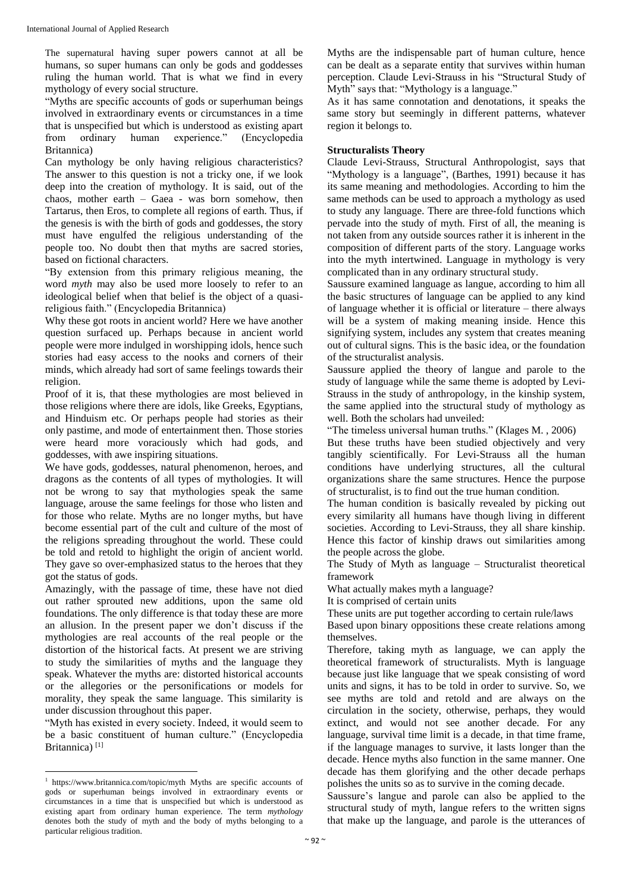The supernatural having super powers cannot at all be humans, so super humans can only be gods and goddesses ruling the human world. That is what we find in every mythology of every social structure.

"Myths are specific accounts of gods or superhuman beings involved in extraordinary events or circumstances in a time that is unspecified but which is understood as existing apart from ordinary human experience." (Encyclopedia Britannica)

Can mythology be only having religious characteristics? The answer to this question is not a tricky one, if we look deep into the creation of mythology. It is said, out of the chaos, mother earth – Gaea - was born somehow, then Tartarus, then Eros, to complete all regions of earth. Thus, if the genesis is with the birth of gods and goddesses, the story must have engulfed the religious understanding of the people too. No doubt then that myths are sacred stories, based on fictional characters.

"By extension from this primary religious meaning, the word *myth* may also be used more loosely to refer to an ideological belief when that belief is the object of a quasi-religious faith." (Encyclopedia Britannica)

Why these got roots in ancient world? Here we have another question surfaced up. Perhaps because in ancient world people were more indulged in worshipping idols, hence such stories had easy access to the nooks and corners of their minds, which already had sort of same feelings towards their religion.

Proof of it is, that these mythologies are most believed in those religions where there are idols, like Greeks, Egyptians, and Hinduism etc. Or perhaps people had stories as their only pastime, and mode of entertainment then. Those stories were heard more voraciously which had gods, and goddesses, with awe inspiring situations.

We have gods, goddesses, natural phenomenon, heroes, and dragons as the contents of all types of mythologies. It will not be wrong to say that mythologies speak the same language, arouse the same feelings for those who listen and for those who relate. Myths are no longer myths, but have become essential part of the cult and culture of the most of the religions spreading throughout the world. These could be told and retold to highlight the origin of ancient world. They gave so over-emphasized status to the heroes that they got the status of gods.

Amazingly, with the passage of time, these have not died out rather sprouted new additions, upon the same old foundations. The only difference is that today these are more an allusion. In the present paper we don't discuss if the mythologies are real accounts of the real people or the distortion of the historical facts. At present we are striving to study the similarities of myths and the language they speak. Whatever the myths are: distorted historical accounts or the allegories or the personifications or models for morality, they speak the same language. This similarity is under discussion throughout this paper.

"Myth has existed in every society. Indeed, it would seem to be a basic constituent of human culture." (Encyclopedia Britannica) [1]

Myths are the indispensable part of human culture, hence can be dealt as a separate entity that survives within human perception. Claude Levi-Strauss in his "Structural Study of Myth" says that: "Mythology is a language."

As it has same connotation and denotations, it speaks the same story but seemingly in different patterns, whatever region it belongs to.

**Structuralists Theory**

Claude Levi-Strauss, Structural Anthropologist, says that "Mythology is a language", (Barthes, 1991) because it has its same meaning and methodologies. According to him the same methods can be used to approach a mythology as used to study any language. There are three-fold functions which pervade into the study of myth. First of all, the meaning is not taken from any outside sources rather it is inherent in the composition of different parts of the story. Language works into the myth intertwined. Language in mythology is very complicated than in any ordinary structural study.

Saussure examined language as langue, according to him all the basic structures of language can be applied to any kind of language whether it is official or literature – there always will be a system of making meaning inside. Hence this signifying system, includes any system that creates meaning out of cultural signs. This is the basic idea, or the foundation of the structuralist analysis.

Saussure applied the theory of langue and parole to the study of language while the same theme is adopted by Levi-Strauss in the study of anthropology, in the kinship system, the same applied into the structural study of mythology as well. Both the scholars had unveiled:

"The timeless universal human truths." (Klages M. , 2006)

But these truths have been studied objectively and very tangibly scientifically. For Levi-Strauss all the human conditions have underlying structures, all the cultural organizations share the same structures. Hence the purpose of structuralist, is to find out the true human condition.

The human condition is basically revealed by picking out every similarity all humans have though living in different societies. According to Levi-Strauss, they all share kinship. Hence this factor of kinship draws out similarities among the people across the globe.

The Study of Myth as language – Structuralist theoretical framework

What actually makes myth a language?

It is comprised of certain units

These units are put together according to certain rule/laws

Based upon binary oppositions these create relations among themselves.

Therefore, taking myth as language, we can apply the theoretical framework of structuralists. Myth is language because just like language that we speak consisting of word units and signs, it has to be told in order to survive. So, we see myths are told and retold and are always on the circulation in the society, otherwise, perhaps, they would extinct, and would not see another decade. For any language, survival time limit is a decade, in that time frame, if the language manages to survive, it lasts longer than the decade. Hence myths also function in the same manner. One decade has them glorifying and the other decade perhaps polishes the units so as to survive in the coming decade.

Saussure's langue and parole can also be applied to the structural study of myth, langue refers to the written signs that make up the language, and parole is the utterances of

---

[1] https://www.britannica.com/topic/myth Myths are specific accounts of gods or superhuman beings involved in extraordinary events or circumstances in a time that is unspecified but which is understood as existing apart from ordinary human experience. The term *mythology* denotes both the study of myth and the body of myths belonging to a particular religious tradition.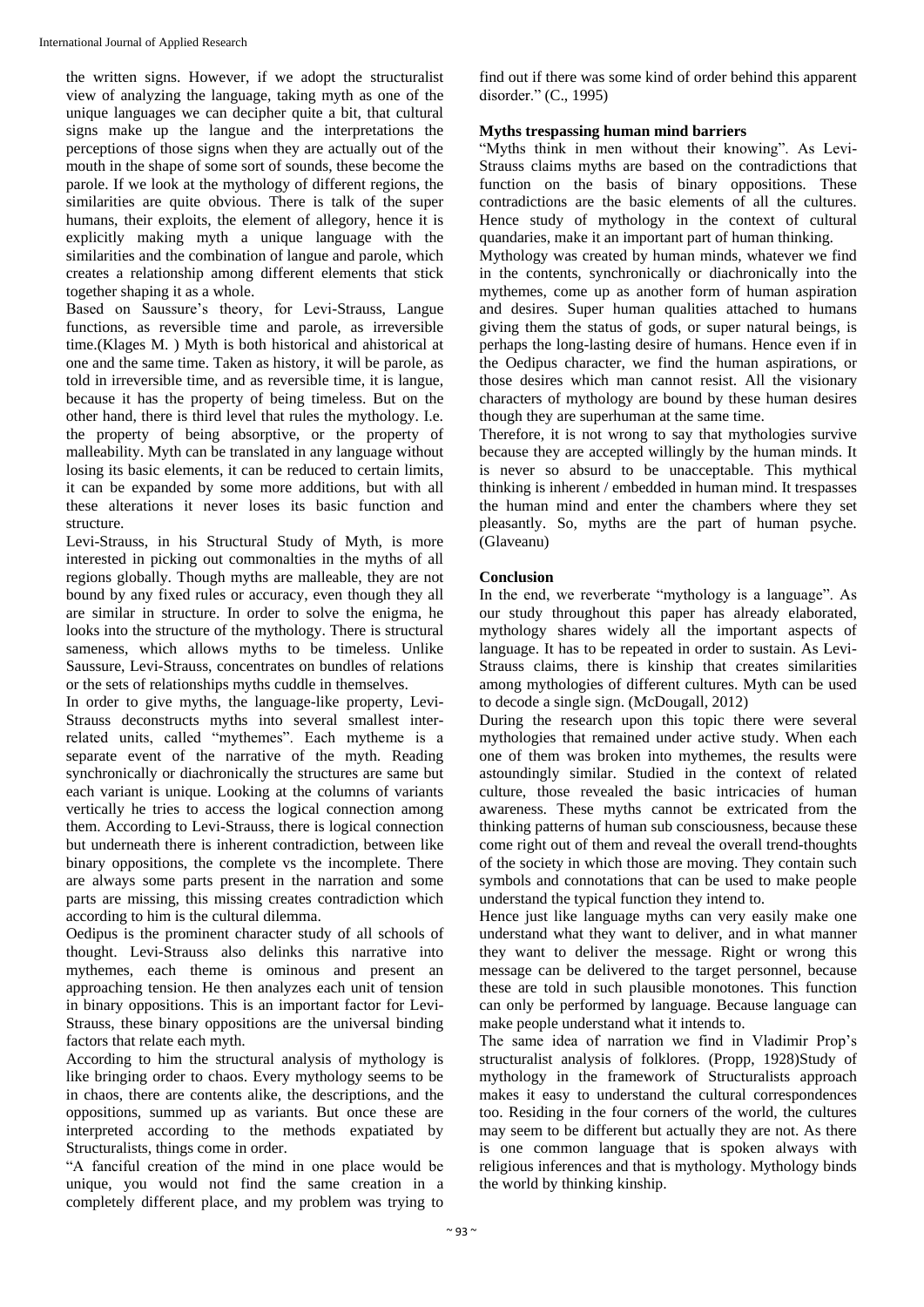the written signs. However, if we adopt the structuralist view of analyzing the language, taking myth as one of the unique languages we can decipher quite a bit, that cultural signs make up the langue and the interpretations the perceptions of those signs when they are actually out of the mouth in the shape of some sort of sounds, these become the parole. If we look at the mythology of different regions, the similarities are quite obvious. There is talk of the super humans, their exploits, the element of allegory, hence it is explicitly making myth a unique language with the similarities and the combination of langue and parole, which creates a relationship among different elements that stick together shaping it as a whole.

Based on Saussure's theory, for Levi-Strauss, Langue functions, as reversible time and parole, as irreversible time.(Klages M. ) Myth is both historical and ahistorical at one and the same time. Taken as history, it will be parole, as told in irreversible time, and as reversible time, it is langue, because it has the property of being timeless. But on the other hand, there is third level that rules the mythology. I.e. the property of being absorptive, or the property of malleability. Myth can be translated in any language without losing its basic elements, it can be reduced to certain limits, it can be expanded by some more additions, but with all these alterations it never loses its basic function and structure.

Levi-Strauss, in his Structural Study of Myth, is more interested in picking out commonalties in the myths of all regions globally. Though myths are malleable, they are not bound by any fixed rules or accuracy, even though they all are similar in structure. In order to solve the enigma, he looks into the structure of the mythology. There is structural sameness, which allows myths to be timeless. Unlike Saussure, Levi-Strauss, concentrates on bundles of relations or the sets of relationships myths cuddle in themselves.

In order to give myths, the language-like property, Levi-Strauss deconstructs myths into several smallest inter-related units, called "mythemes". Each mytheme is a separate event of the narrative of the myth. Reading synchronically or diachronically the structures are same but each variant is unique. Looking at the columns of variants vertically he tries to access the logical connection among them. According to Levi-Strauss, there is logical connection but underneath there is inherent contradiction, between like binary oppositions, the complete vs the incomplete. There are always some parts present in the narration and some parts are missing, this missing creates contradiction which according to him is the cultural dilemma.

Oedipus is the prominent character study of all schools of thought. Levi-Strauss also delinks this narrative into mythemes, each theme is ominous and present an approaching tension. He then analyzes each unit of tension in binary oppositions. This is an important factor for Levi-Strauss, these binary oppositions are the universal binding factors that relate each myth.

According to him the structural analysis of mythology is like bringing order to chaos. Every mythology seems to be in chaos, there are contents alike, the descriptions, and the oppositions, summed up as variants. But once these are interpreted according to the methods expatiated by Structuralists, things come in order.

"A fanciful creation of the mind in one place would be unique, you would not find the same creation in a completely different place, and my problem was trying to find out if there was some kind of order behind this apparent disorder." (C., 1995)

### Myths trespassing human mind barriers

"Myths think in men without their knowing". As Levi-Strauss claims myths are based on the contradictions that function on the basis of binary oppositions. These contradictions are the basic elements of all the cultures. Hence study of mythology in the context of cultural quandaries, make it an important part of human thinking.

Mythology was created by human minds, whatever we find in the contents, synchronically or diachronically into the mythemes, come up as another form of human aspiration and desires. Super human qualities attached to humans giving them the status of gods, or super natural beings, is perhaps the long-lasting desire of humans. Hence even if in the Oedipus character, we find the human aspirations, or those desires which man cannot resist. All the visionary characters of mythology are bound by these human desires though they are superhuman at the same time.

Therefore, it is not wrong to say that mythologies survive because they are accepted willingly by the human minds. It is never so absurd to be unacceptable. This mythical thinking is inherent / embedded in human mind. It trespasses the human mind and enter the chambers where they set pleasantly. So, myths are the part of human psyche. (Glaveanu)

### Conclusion

In the end, we reverberate "mythology is a language". As our study throughout this paper has already elaborated, mythology shares widely all the important aspects of language. It has to be repeated in order to sustain. As Levi-Strauss claims, there is kinship that creates similarities among mythologies of different cultures. Myth can be used to decode a single sign. (McDougall, 2012)

During the research upon this topic there were several mythologies that remained under active study. When each one of them was broken into mythemes, the results were astoundingly similar. Studied in the context of related culture, those revealed the basic intricacies of human awareness. These myths cannot be extricated from the thinking patterns of human sub consciousness, because these come right out of them and reveal the overall trend-thoughts of the society in which those are moving. They contain such symbols and connotations that can be used to make people understand the typical function they intend to.

Hence just like language myths can very easily make one understand what they want to deliver, and in what manner they want to deliver the message. Right or wrong this message can be delivered to the target personnel, because these are told in such plausible monotones. This function can only be performed by language. Because language can make people understand what it intends to.

The same idea of narration we find in Vladimir Prop's structuralist analysis of folklores. (Propp, 1928)Study of mythology in the framework of Structuralists approach makes it easy to understand the cultural correspondences too. Residing in the four corners of the world, the cultures may seem to be different but actually they are not. As there is one common language that is spoken always with religious inferences and that is mythology. Mythology binds the world by thinking kinship.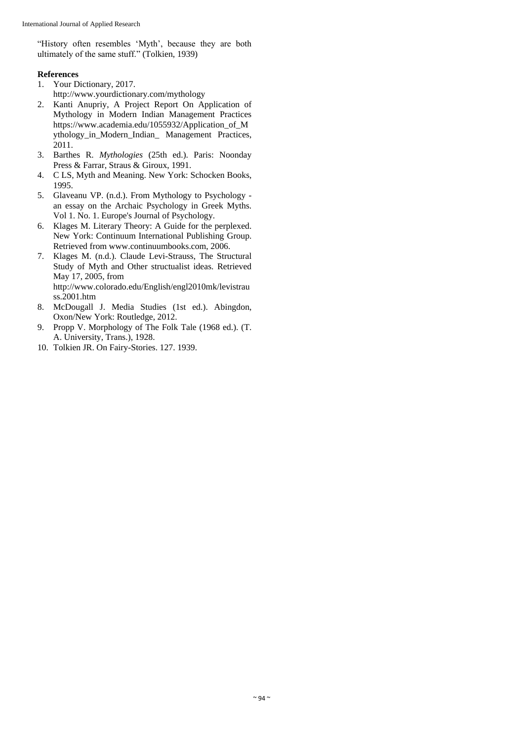"History often resembles 'Myth', because they are both ultimately of the same stuff." (Tolkien, 1939)

**References**

1. Your Dictionary, 2017. http://www.yourdictionary.com/mythology
2. Kanti Anupriy, A Project Report On Application of Mythology in Modern Indian Management Practices https://www.academia.edu/1055932/Application_of_Mythology_in_Modern_Indian_ Management Practices, 2011.
3. Barthes R. *Mythologies* (25th ed.). Paris: Noonday Press & Farrar, Straus & Giroux, 1991.
4. C LS, Myth and Meaning. New York: Schocken Books, 1995.
5. Glaveanu VP. (n.d.). From Mythology to Psychology - an essay on the Archaic Psychology in Greek Myths. Vol 1. No. 1. Europe's Journal of Psychology.
6. Klages M. Literary Theory: A Guide for the perplexed. New York: Continuum International Publishing Group. Retrieved from www.continuumbooks.com, 2006.
7. Klages M. (n.d.). Claude Levi-Strauss, The Structural Study of Myth and Other structualist ideas. Retrieved May 17, 2005, from http://www.colorado.edu/English/engl2010mk/levistrauss.2001.htm
8. McDougall J. Media Studies (1st ed.). Abingdon, Oxon/New York: Routledge, 2012.
9. Propp V. Morphology of The Folk Tale (1968 ed.). (T. A. University, Trans.), 1928.
10. Tolkien JR. On Fairy-Stories. 127. 1939.